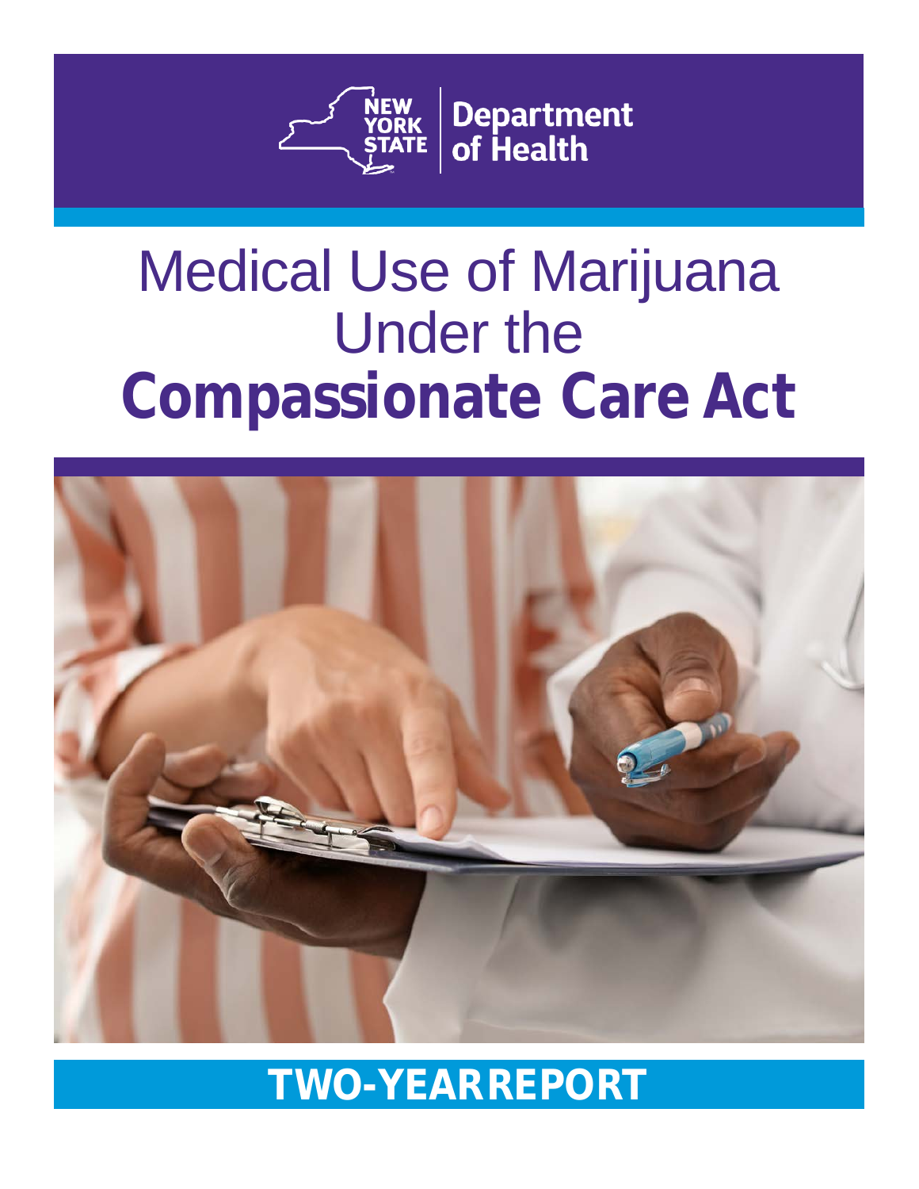New York State Department of Health

# Medical Use of Marijuana Under the **Compassionate Care Act**

## TWO-YEAR REPORT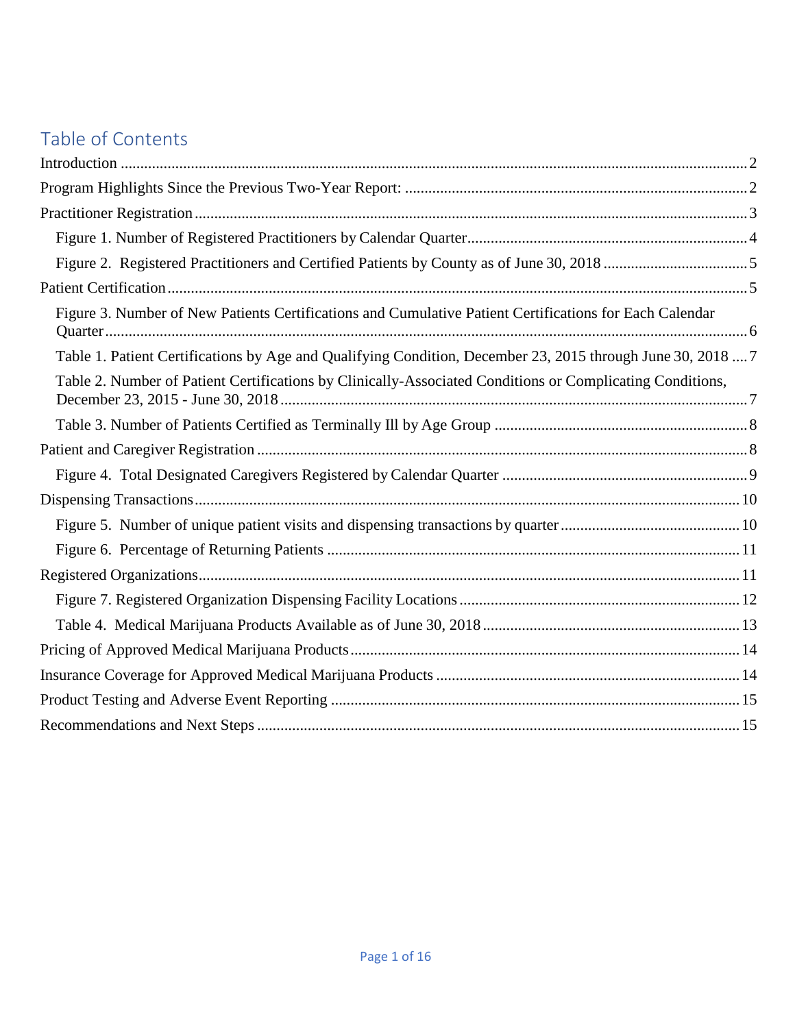## Table of Contents

Introduction ..... 2
Program Highlights Since the Previous Two-Year Report: ..... 2
Practitioner Registration ..... 3
  Figure 1. Number of Registered Practitioners by Calendar Quarter ..... 4
  Figure 2. Registered Practitioners and Certified Patients by County as of June 30, 2018 ..... 5
Patient Certification ..... 5
  Figure 3. Number of New Patients Certifications and Cumulative Patient Certifications for Each Calendar Quarter ..... 6
  Table 1. Patient Certifications by Age and Qualifying Condition, December 23, 2015 through June 30, 2018 ..... 7
  Table 2. Number of Patient Certifications by Clinically-Associated Conditions or Complicating Conditions, December 23, 2015 - June 30, 2018 ..... 7
  Table 3. Number of Patients Certified as Terminally Ill by Age Group ..... 8
Patient and Caregiver Registration ..... 8
  Figure 4. Total Designated Caregivers Registered by Calendar Quarter ..... 9
Dispensing Transactions ..... 10
  Figure 5. Number of unique patient visits and dispensing transactions by quarter ..... 10
  Figure 6. Percentage of Returning Patients ..... 11
Registered Organizations ..... 11
  Figure 7. Registered Organization Dispensing Facility Locations ..... 12
  Table 4. Medical Marijuana Products Available as of June 30, 2018 ..... 13
Pricing of Approved Medical Marijuana Products ..... 14
Insurance Coverage for Approved Medical Marijuana Products ..... 14
Product Testing and Adverse Event Reporting ..... 15
Recommendations and Next Steps ..... 15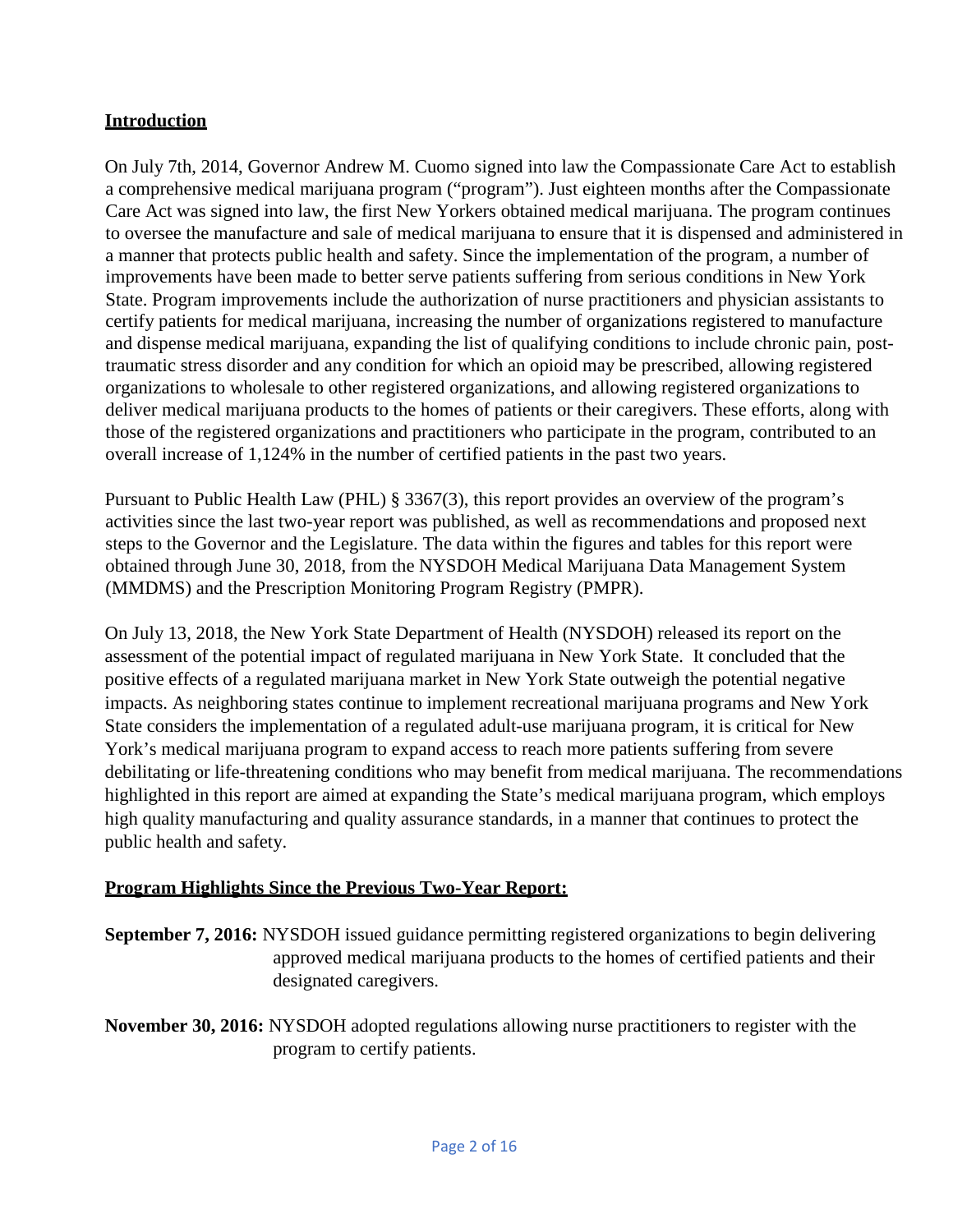## Introduction

On July 7th, 2014, Governor Andrew M. Cuomo signed into law the Compassionate Care Act to establish a comprehensive medical marijuana program ("program"). Just eighteen months after the Compassionate Care Act was signed into law, the first New Yorkers obtained medical marijuana. The program continues to oversee the manufacture and sale of medical marijuana to ensure that it is dispensed and administered in a manner that protects public health and safety. Since the implementation of the program, a number of improvements have been made to better serve patients suffering from serious conditions in New York State. Program improvements include the authorization of nurse practitioners and physician assistants to certify patients for medical marijuana, increasing the number of organizations registered to manufacture and dispense medical marijuana, expanding the list of qualifying conditions to include chronic pain, post-traumatic stress disorder and any condition for which an opioid may be prescribed, allowing registered organizations to wholesale to other registered organizations, and allowing registered organizations to deliver medical marijuana products to the homes of patients or their caregivers. These efforts, along with those of the registered organizations and practitioners who participate in the program, contributed to an overall increase of 1,124% in the number of certified patients in the past two years.

Pursuant to Public Health Law (PHL) § 3367(3), this report provides an overview of the program's activities since the last two-year report was published, as well as recommendations and proposed next steps to the Governor and the Legislature. The data within the figures and tables for this report were obtained through June 30, 2018, from the NYSDOH Medical Marijuana Data Management System (MMDMS) and the Prescription Monitoring Program Registry (PMPR).

On July 13, 2018, the New York State Department of Health (NYSDOH) released its report on the assessment of the potential impact of regulated marijuana in New York State. It concluded that the positive effects of a regulated marijuana market in New York State outweigh the potential negative impacts. As neighboring states continue to implement recreational marijuana programs and New York State considers the implementation of a regulated adult-use marijuana program, it is critical for New York's medical marijuana program to expand access to reach more patients suffering from severe debilitating or life-threatening conditions who may benefit from medical marijuana. The recommendations highlighted in this report are aimed at expanding the State's medical marijuana program, which employs high quality manufacturing and quality assurance standards, in a manner that continues to protect the public health and safety.

## Program Highlights Since the Previous Two-Year Report:

**September 7, 2016:** NYSDOH issued guidance permitting registered organizations to begin delivering approved medical marijuana products to the homes of certified patients and their designated caregivers.

**November 30, 2016:** NYSDOH adopted regulations allowing nurse practitioners to register with the program to certify patients.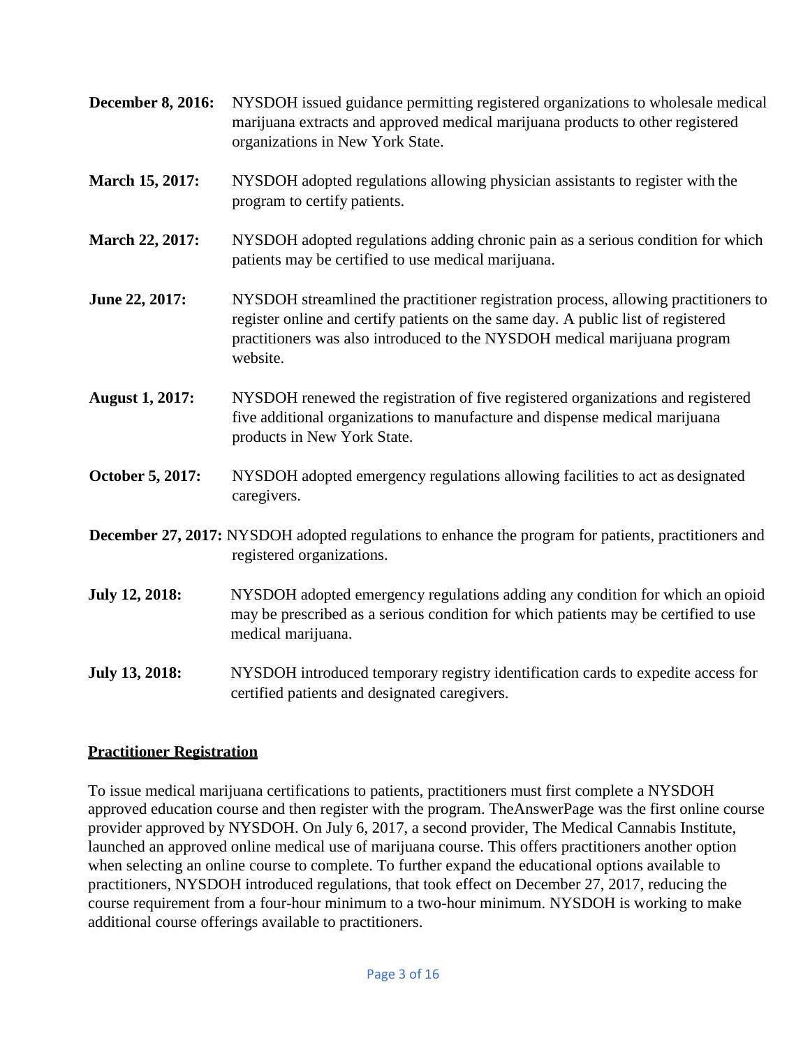**December 8, 2016:** NYSDOH issued guidance permitting registered organizations to wholesale medical marijuana extracts and approved medical marijuana products to other registered organizations in New York State.

**March 15, 2017:** NYSDOH adopted regulations allowing physician assistants to register with the program to certify patients.

**March 22, 2017:** NYSDOH adopted regulations adding chronic pain as a serious condition for which patients may be certified to use medical marijuana.

**June 22, 2017:** NYSDOH streamlined the practitioner registration process, allowing practitioners to register online and certify patients on the same day. A public list of registered practitioners was also introduced to the NYSDOH medical marijuana program website.

**August 1, 2017:** NYSDOH renewed the registration of five registered organizations and registered five additional organizations to manufacture and dispense medical marijuana products in New York State.

**October 5, 2017:** NYSDOH adopted emergency regulations allowing facilities to act as designated caregivers.

**December 27, 2017:** NYSDOH adopted regulations to enhance the program for patients, practitioners and registered organizations.

**July 12, 2018:** NYSDOH adopted emergency regulations adding any condition for which an opioid may be prescribed as a serious condition for which patients may be certified to use medical marijuana.

**July 13, 2018:** NYSDOH introduced temporary registry identification cards to expedite access for certified patients and designated caregivers.

## Practitioner Registration

To issue medical marijuana certifications to patients, practitioners must first complete a NYSDOH approved education course and then register with the program. TheAnswerPage was the first online course provider approved by NYSDOH. On July 6, 2017, a second provider, The Medical Cannabis Institute, launched an approved online medical use of marijuana course. This offers practitioners another option when selecting an online course to complete. To further expand the educational options available to practitioners, NYSDOH introduced regulations, that took effect on December 27, 2017, reducing the course requirement from a four-hour minimum to a two-hour minimum. NYSDOH is working to make additional course offerings available to practitioners.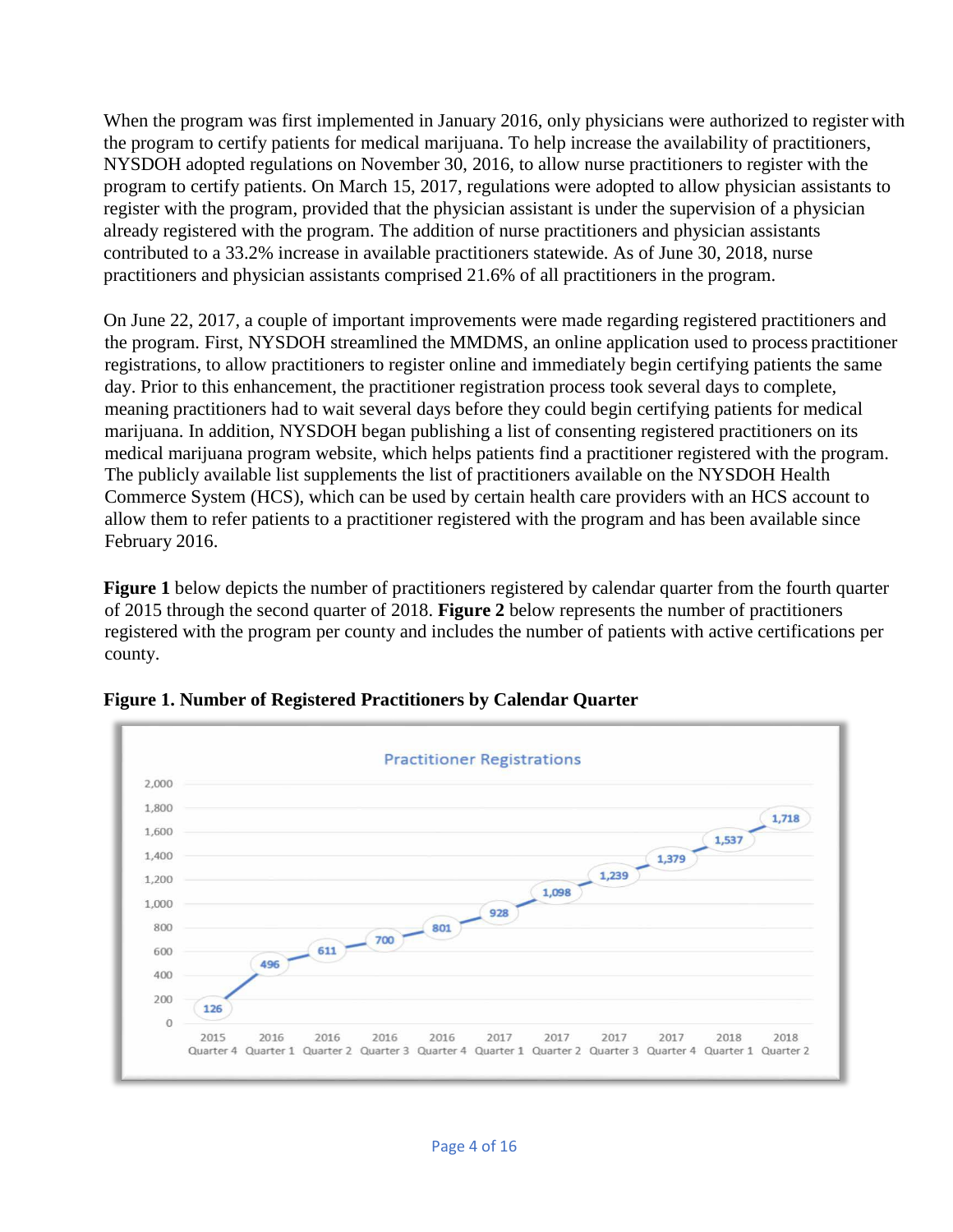When the program was first implemented in January 2016, only physicians were authorized to register with the program to certify patients for medical marijuana. To help increase the availability of practitioners, NYSDOH adopted regulations on November 30, 2016, to allow nurse practitioners to register with the program to certify patients. On March 15, 2017, regulations were adopted to allow physician assistants to register with the program, provided that the physician assistant is under the supervision of a physician already registered with the program. The addition of nurse practitioners and physician assistants contributed to a 33.2% increase in available practitioners statewide. As of June 30, 2018, nurse practitioners and physician assistants comprised 21.6% of all practitioners in the program.

On June 22, 2017, a couple of important improvements were made regarding registered practitioners and the program. First, NYSDOH streamlined the MMDMS, an online application used to process practitioner registrations, to allow practitioners to register online and immediately begin certifying patients the same day. Prior to this enhancement, the practitioner registration process took several days to complete, meaning practitioners had to wait several days before they could begin certifying patients for medical marijuana. In addition, NYSDOH began publishing a list of consenting registered practitioners on its medical marijuana program website, which helps patients find a practitioner registered with the program. The publicly available list supplements the list of practitioners available on the NYSDOH Health Commerce System (HCS), which can be used by certain health care providers with an HCS account to allow them to refer patients to a practitioner registered with the program and has been available since February 2016.

**Figure 1** below depicts the number of practitioners registered by calendar quarter from the fourth quarter of 2015 through the second quarter of 2018. **Figure 2** below represents the number of practitioners registered with the program per county and includes the number of patients with active certifications per county.

**Figure 1. Number of Registered Practitioners by Calendar Quarter**

Practitioner Registrations

| Quarter | Registered Practitioners |
|---|---|
| 2015 Quarter 4 | 126 |
| 2016 Quarter 1 | 496 |
| 2016 Quarter 2 | 611 |
| 2016 Quarter 3 | 700 |
| 2016 Quarter 4 | 801 |
| 2017 Quarter 1 | 928 |
| 2017 Quarter 2 | 1,098 |
| 2017 Quarter 3 | 1,239 |
| 2017 Quarter 4 | 1,379 |
| 2018 Quarter 1 | 1,537 |
| 2018 Quarter 2 | 1,718 |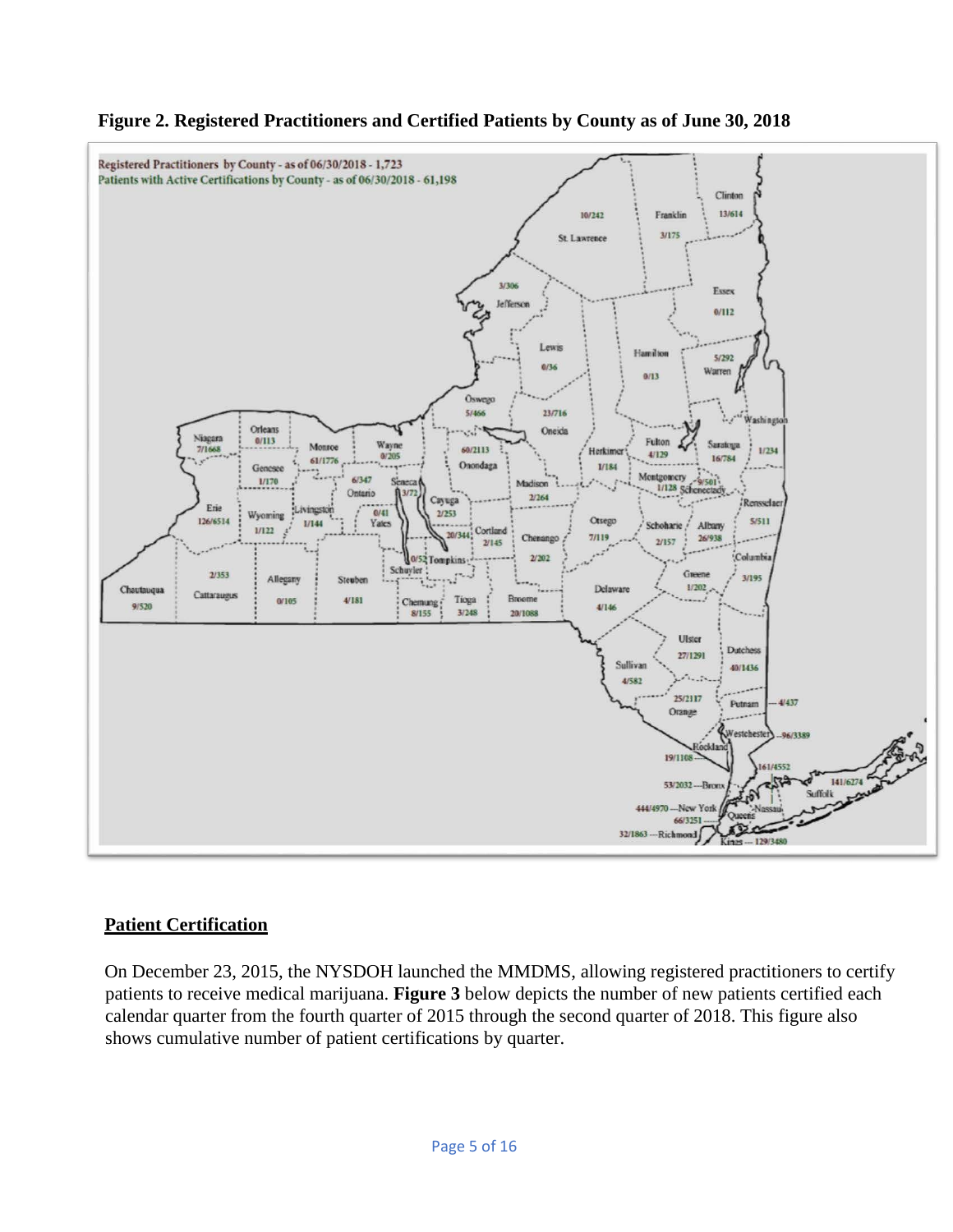**Figure 2. Registered Practitioners and Certified Patients by County as of June 30, 2018**

Registered Practitioners by County - as of 06/30/2018 - 1,723
Patients with Active Certifications by County - as of 06/30/2018 - 61,198

## Patient Certification

On December 23, 2015, the NYSDOH launched the MMDMS, allowing registered practitioners to certify patients to receive medical marijuana. **Figure 3** below depicts the number of new patients certified each calendar quarter from the fourth quarter of 2015 through the second quarter of 2018. This figure also shows cumulative number of patient certifications by quarter.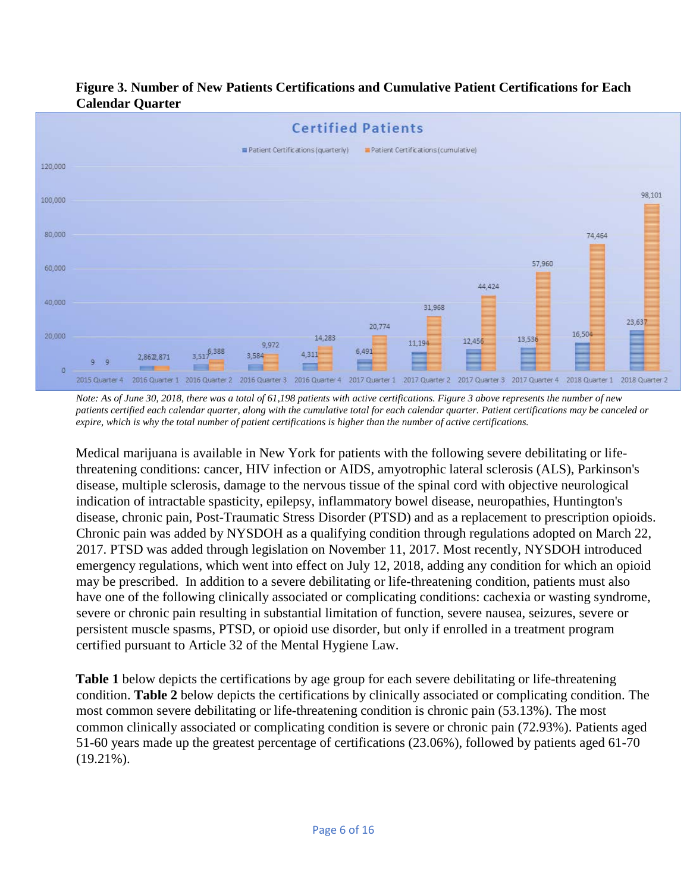**Figure 3. Number of New Patients Certifications and Cumulative Patient Certifications for Each Calendar Quarter**

**Certified Patients**

| Quarter | Patient Certifications (quarterly) | Patient Certifications (cumulative) |
| --- | --- | --- |
| 2015 Quarter 4 | 9 | 9 |
| 2016 Quarter 1 | 2,862 | 2,871 |
| 2016 Quarter 2 | 3,517 | 6,388 |
| 2016 Quarter 3 | 3,584 | 9,972 |
| 2016 Quarter 4 | 4,311 | 14,283 |
| 2017 Quarter 1 | 6,491 | 20,774 |
| 2017 Quarter 2 | 11,194 | 31,968 |
| 2017 Quarter 3 | 12,456 | 44,424 |
| 2017 Quarter 4 | 13,536 | 57,960 |
| 2018 Quarter 1 | 16,504 | 74,464 |
| 2018 Quarter 2 | 23,637 | 98,101 |

*Note: As of June 30, 2018, there was a total of 61,198 patients with active certifications. Figure 3 above represents the number of new patients certified each calendar quarter, along with the cumulative total for each calendar quarter. Patient certifications may be canceled or expire, which is why the total number of patient certifications is higher than the number of active certifications.*

Medical marijuana is available in New York for patients with the following severe debilitating or life-threatening conditions: cancer, HIV infection or AIDS, amyotrophic lateral sclerosis (ALS), Parkinson's disease, multiple sclerosis, damage to the nervous tissue of the spinal cord with objective neurological indication of intractable spasticity, epilepsy, inflammatory bowel disease, neuropathies, Huntington's disease, chronic pain, Post-Traumatic Stress Disorder (PTSD) and as a replacement to prescription opioids. Chronic pain was added by NYSDOH as a qualifying condition through regulations adopted on March 22, 2017. PTSD was added through legislation on November 11, 2017. Most recently, NYSDOH introduced emergency regulations, which went into effect on July 12, 2018, adding any condition for which an opioid may be prescribed. In addition to a severe debilitating or life-threatening condition, patients must also have one of the following clinically associated or complicating conditions: cachexia or wasting syndrome, severe or chronic pain resulting in substantial limitation of function, severe nausea, seizures, severe or persistent muscle spasms, PTSD, or opioid use disorder, but only if enrolled in a treatment program certified pursuant to Article 32 of the Mental Hygiene Law.

**Table 1** below depicts the certifications by age group for each severe debilitating or life-threatening condition. **Table 2** below depicts the certifications by clinically associated or complicating condition. The most common severe debilitating or life-threatening condition is chronic pain (53.13%). The most common clinically associated or complicating condition is severe or chronic pain (72.93%). Patients aged 51-60 years made up the greatest percentage of certifications (23.06%), followed by patients aged 61-70 (19.21%).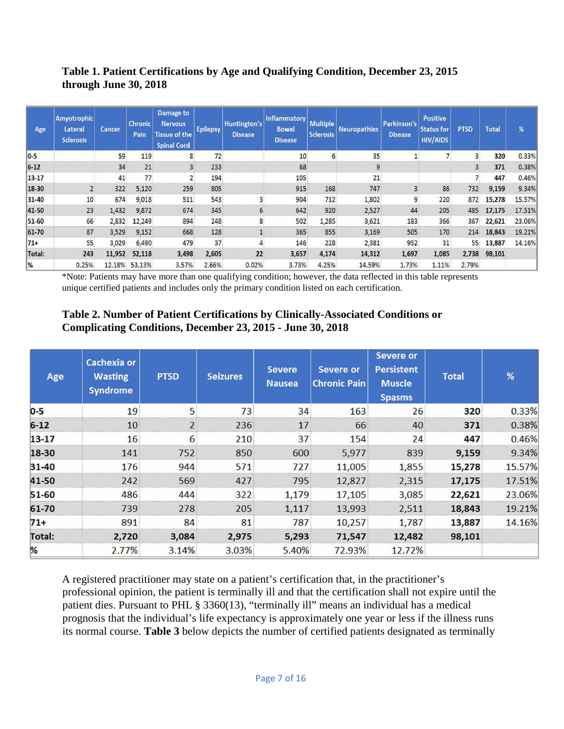**Table 1. Patient Certifications by Age and Qualifying Condition, December 23, 2015 through June 30, 2018**

| Age | Amyotrophic Lateral Sclerosis | Cancer | Chronic Pain | Damage to Nervous Tissue of the Spinal Cord | Epilepsy | Huntington's Disease | Inflammatory Bowel Disease | Multiple Sclerosis | Neuropathies | Parkinson's Disease | Positive Status for HIV/AIDS | PTSD | Total | % |
|---|---|---|---|---|---|---|---|---|---|---|---|---|---|---|
| 0-5 | | 59 | 119 | 8 | 72 | | 10 | 6 | 35 | 1 | 7 | 3 | **320** | 0.33% |
| 6-12 | | 34 | 21 | 3 | 233 | | 68 | | 9 | | | 3 | **371** | 0.38% |
| 13-17 | | 41 | 77 | 2 | 194 | | 105 | | 21 | | | 7 | **447** | 0.46% |
| 18-30 | 2 | 322 | 5,120 | 259 | 805 | | 915 | 168 | 747 | 3 | 86 | 732 | **9,159** | 9.34% |
| 31-40 | 10 | 674 | 9,018 | 511 | 543 | 3 | 904 | 712 | 1,802 | 9 | 220 | 872 | **15,278** | 15.57% |
| 41-50 | 23 | 1,432 | 9,872 | 674 | 345 | 6 | 642 | 920 | 2,527 | 44 | 205 | 485 | **17,175** | 17.51% |
| 51-60 | 66 | 2,832 | 12,249 | 894 | 248 | 8 | 502 | 1,285 | 3,621 | 183 | 366 | 367 | **22,621** | 23.06% |
| 61-70 | 87 | 3,529 | 9,152 | 668 | 128 | 1 | 365 | 855 | 3,169 | 505 | 170 | 214 | **18,843** | 19.21% |
| 71+ | 55 | 3,029 | 6,490 | 479 | 37 | 4 | 146 | 228 | 2,381 | 952 | 31 | 55 | **13,887** | 14.16% |
| **Total:** | **243** | **11,952** | **52,118** | **3,498** | **2,605** | **22** | **3,657** | **4,174** | **14,312** | **1,697** | **1,085** | **2,738** | **98,101** | |
| **%** | 0.25% | 12.18% | 53.13% | 3.57% | 2.66% | 0.02% | 3.73% | 4.25% | 14.59% | 1.73% | 1.11% | 2.79% | | |

*Note: Patients may have more than one qualifying condition; however, the data reflected in this table represents unique certified patients and includes only the primary condition listed on each certification.

**Table 2. Number of Patient Certifications by Clinically-Associated Conditions or Complicating Conditions, December 23, 2015 - June 30, 2018**

| Age | Cachexia or Wasting Syndrome | PTSD | Seizures | Severe Nausea | Severe or Chronic Pain | Severe or Persistent Muscle Spasms | Total | % |
|---|---|---|---|---|---|---|---|---|
| **0-5** | 19 | 5 | 73 | 34 | 163 | 26 | **320** | 0.33% |
| **6-12** | 10 | 2 | 236 | 17 | 66 | 40 | **371** | 0.38% |
| **13-17** | 16 | 6 | 210 | 37 | 154 | 24 | **447** | 0.46% |
| **18-30** | 141 | 752 | 850 | 600 | 5,977 | 839 | **9,159** | 9.34% |
| **31-40** | 176 | 944 | 571 | 727 | 11,005 | 1,855 | **15,278** | 15.57% |
| **41-50** | 242 | 569 | 427 | 795 | 12,827 | 2,315 | **17,175** | 17.51% |
| **51-60** | 486 | 444 | 322 | 1,179 | 17,105 | 3,085 | **22,621** | 23.06% |
| **61-70** | 739 | 278 | 205 | 1,117 | 13,993 | 2,511 | **18,843** | 19.21% |
| **71+** | 891 | 84 | 81 | 787 | 10,257 | 1,787 | **13,887** | 14.16% |
| **Total:** | **2,720** | **3,084** | **2,975** | **5,293** | **71,547** | **12,482** | **98,101** | |
| **%** | 2.77% | 3.14% | 3.03% | 5.40% | 72.93% | 12.72% | | |

A registered practitioner may state on a patient's certification that, in the practitioner's professional opinion, the patient is terminally ill and that the certification shall not expire until the patient dies. Pursuant to PHL § 3360(13), "terminally ill" means an individual has a medical prognosis that the individual's life expectancy is approximately one year or less if the illness runs its normal course. **Table 3** below depicts the number of certified patients designated as terminally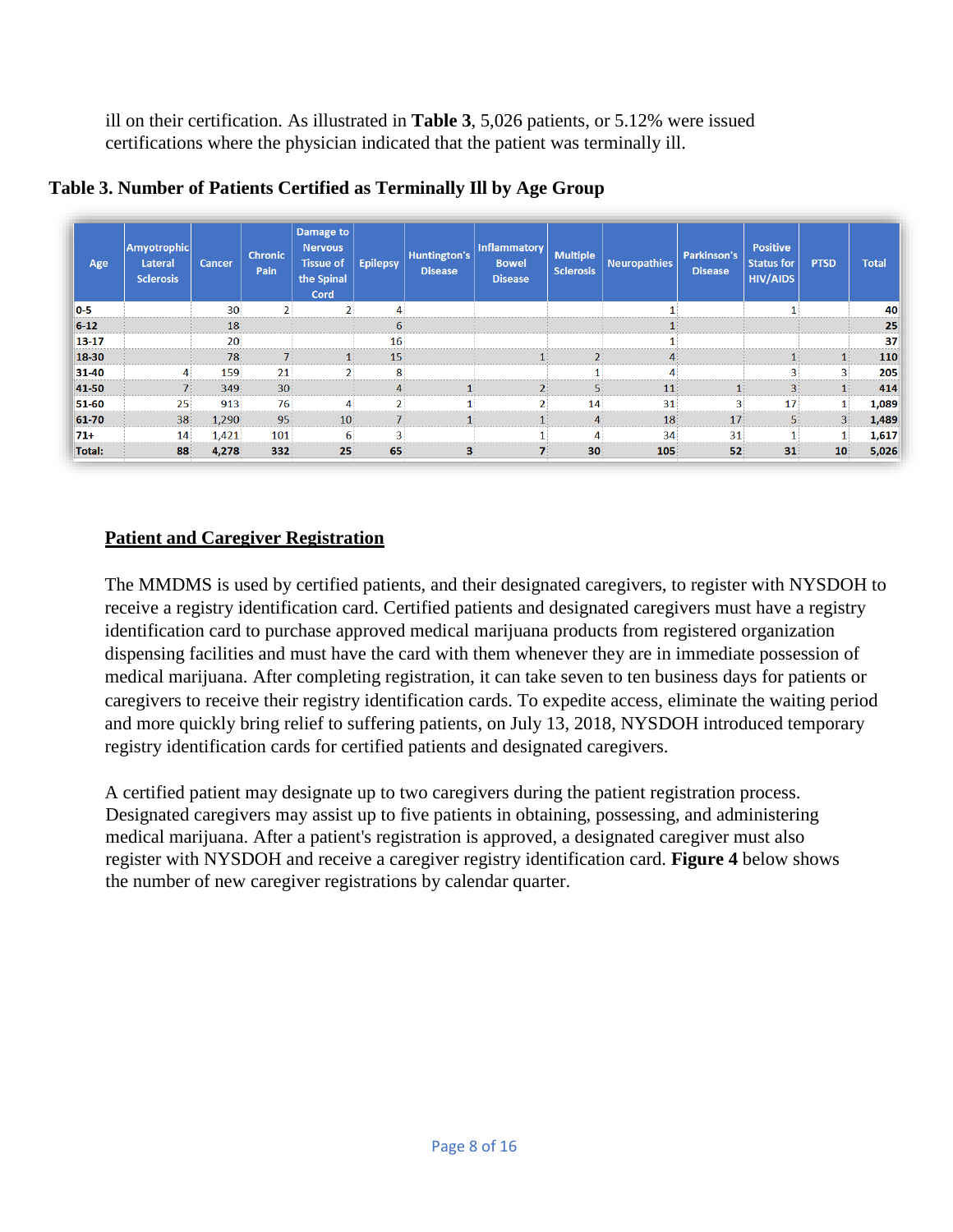ill on their certification. As illustrated in **Table 3**, 5,026 patients, or 5.12% were issued certifications where the physician indicated that the patient was terminally ill.

**Table 3. Number of Patients Certified as Terminally Ill by Age Group**

| Age | Amyotrophic Lateral Sclerosis | Cancer | Chronic Pain | Damage to Nervous Tissue of the Spinal Cord | Epilepsy | Huntington's Disease | Inflammatory Bowel Disease | Multiple Sclerosis | Neuropathies | Parkinson's Disease | Positive Status for HIV/AIDS | PTSD | Total |
|---|---|---|---|---|---|---|---|---|---|---|---|---|---|
| 0-5 | | 30 | 2 | 2 | 4 | | | | 1 | | 1 | | 40 |
| 6-12 | | 18 | | | 6 | | | | 1 | | | | 25 |
| 13-17 | | 20 | | | 16 | | | | 1 | | | | 37 |
| 18-30 | | 78 | 7 | 1 | 15 | | 1 | 2 | 4 | | 1 | 1 | 110 |
| 31-40 | 4 | 159 | 21 | 2 | 8 | | | 1 | 4 | | 3 | 3 | 205 |
| 41-50 | 7 | 349 | 30 | | 4 | 1 | 2 | 5 | 11 | 1 | 3 | 1 | 414 |
| 51-60 | 25 | 913 | 76 | 4 | 2 | 1 | 2 | 14 | 31 | 3 | 17 | 1 | 1,089 |
| 61-70 | 38 | 1,290 | 95 | 10 | 7 | 1 | 1 | 4 | 18 | 17 | 5 | 3 | 1,489 |
| 71+ | 14 | 1,421 | 101 | 6 | 3 | | 1 | 4 | 34 | 31 | 1 | 1 | 1,617 |
| **Total:** | **88** | **4,278** | **332** | **25** | **65** | **3** | **7** | **30** | **105** | **52** | **31** | **10** | **5,026** |

## Patient and Caregiver Registration

The MMDMS is used by certified patients, and their designated caregivers, to register with NYSDOH to receive a registry identification card. Certified patients and designated caregivers must have a registry identification card to purchase approved medical marijuana products from registered organization dispensing facilities and must have the card with them whenever they are in immediate possession of medical marijuana. After completing registration, it can take seven to ten business days for patients or caregivers to receive their registry identification cards. To expedite access, eliminate the waiting period and more quickly bring relief to suffering patients, on July 13, 2018, NYSDOH introduced temporary registry identification cards for certified patients and designated caregivers.

A certified patient may designate up to two caregivers during the patient registration process. Designated caregivers may assist up to five patients in obtaining, possessing, and administering medical marijuana. After a patient's registration is approved, a designated caregiver must also register with NYSDOH and receive a caregiver registry identification card. **Figure 4** below shows the number of new caregiver registrations by calendar quarter.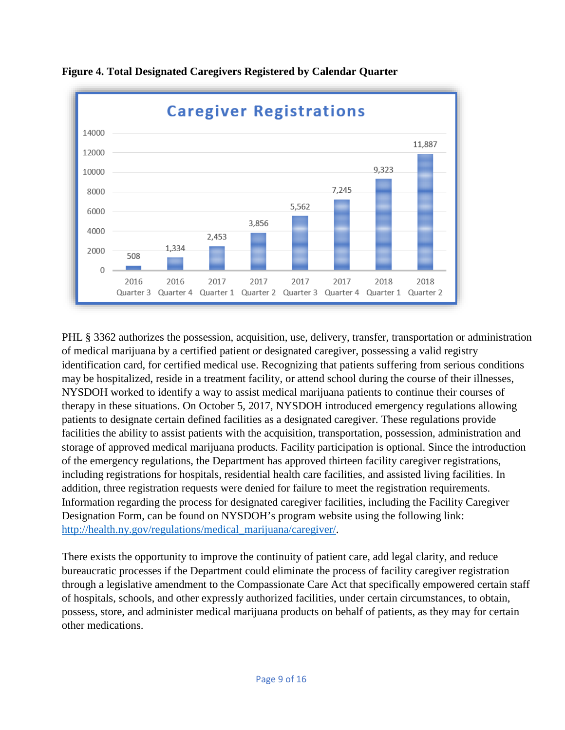**Figure 4. Total Designated Caregivers Registered by Calendar Quarter**

| Quarter | Caregiver Registrations |
|---|---|
| 2016 Quarter 3 | 508 |
| 2016 Quarter 4 | 1,334 |
| 2017 Quarter 1 | 2,453 |
| 2017 Quarter 2 | 3,856 |
| 2017 Quarter 3 | 5,562 |
| 2017 Quarter 4 | 7,245 |
| 2018 Quarter 1 | 9,323 |
| 2018 Quarter 2 | 11,887 |

PHL § 3362 authorizes the possession, acquisition, use, delivery, transfer, transportation or administration of medical marijuana by a certified patient or designated caregiver, possessing a valid registry identification card, for certified medical use. Recognizing that patients suffering from serious conditions may be hospitalized, reside in a treatment facility, or attend school during the course of their illnesses, NYSDOH worked to identify a way to assist medical marijuana patients to continue their courses of therapy in these situations. On October 5, 2017, NYSDOH introduced emergency regulations allowing patients to designate certain defined facilities as a designated caregiver. These regulations provide facilities the ability to assist patients with the acquisition, transportation, possession, administration and storage of approved medical marijuana products. Facility participation is optional. Since the introduction of the emergency regulations, the Department has approved thirteen facility caregiver registrations, including registrations for hospitals, residential health care facilities, and assisted living facilities. In addition, three registration requests were denied for failure to meet the registration requirements. Information regarding the process for designated caregiver facilities, including the Facility Caregiver Designation Form, can be found on NYSDOH's program website using the following link: http://health.ny.gov/regulations/medical_marijuana/caregiver/.

There exists the opportunity to improve the continuity of patient care, add legal clarity, and reduce bureaucratic processes if the Department could eliminate the process of facility caregiver registration through a legislative amendment to the Compassionate Care Act that specifically empowered certain staff of hospitals, schools, and other expressly authorized facilities, under certain circumstances, to obtain, possess, store, and administer medical marijuana products on behalf of patients, as they may for certain other medications.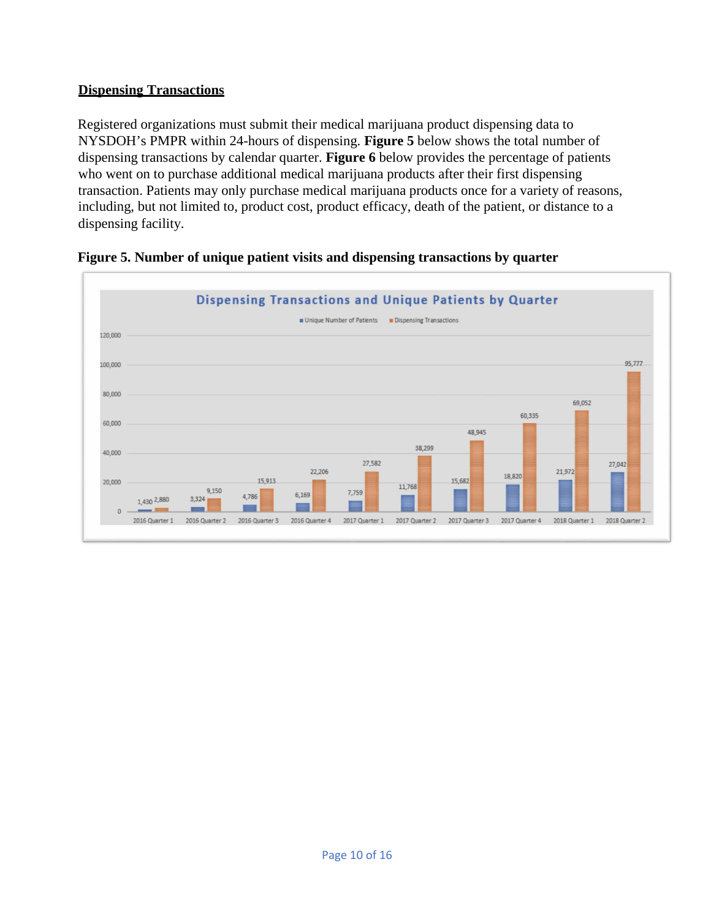## Dispensing Transactions

Registered organizations must submit their medical marijuana product dispensing data to NYSDOH's PMPR within 24-hours of dispensing. **Figure 5** below shows the total number of dispensing transactions by calendar quarter. **Figure 6** below provides the percentage of patients who went on to purchase additional medical marijuana products after their first dispensing transaction. Patients may only purchase medical marijuana products once for a variety of reasons, including, but not limited to, product cost, product efficacy, death of the patient, or distance to a dispensing facility.

**Figure 5. Number of unique patient visits and dispensing transactions by quarter**

Dispensing Transactions and Unique Patients by Quarter

| Quarter | Unique Number of Patients | Dispensing Transactions |
| --- | --- | --- |
| 2016 Quarter 1 | 1,430 | 2,880 |
| 2016 Quarter 2 | 3,324 | 9,150 |
| 2016 Quarter 3 | 4,786 | 15,913 |
| 2016 Quarter 4 | 6,169 | 22,206 |
| 2017 Quarter 1 | 7,759 | 27,582 |
| 2017 Quarter 2 | 11,768 | 38,299 |
| 2017 Quarter 3 | 15,682 | 48,945 |
| 2017 Quarter 4 | 18,820 | 60,335 |
| 2018 Quarter 1 | 21,972 | 69,052 |
| 2018 Quarter 2 | 27,042 | 95,777 |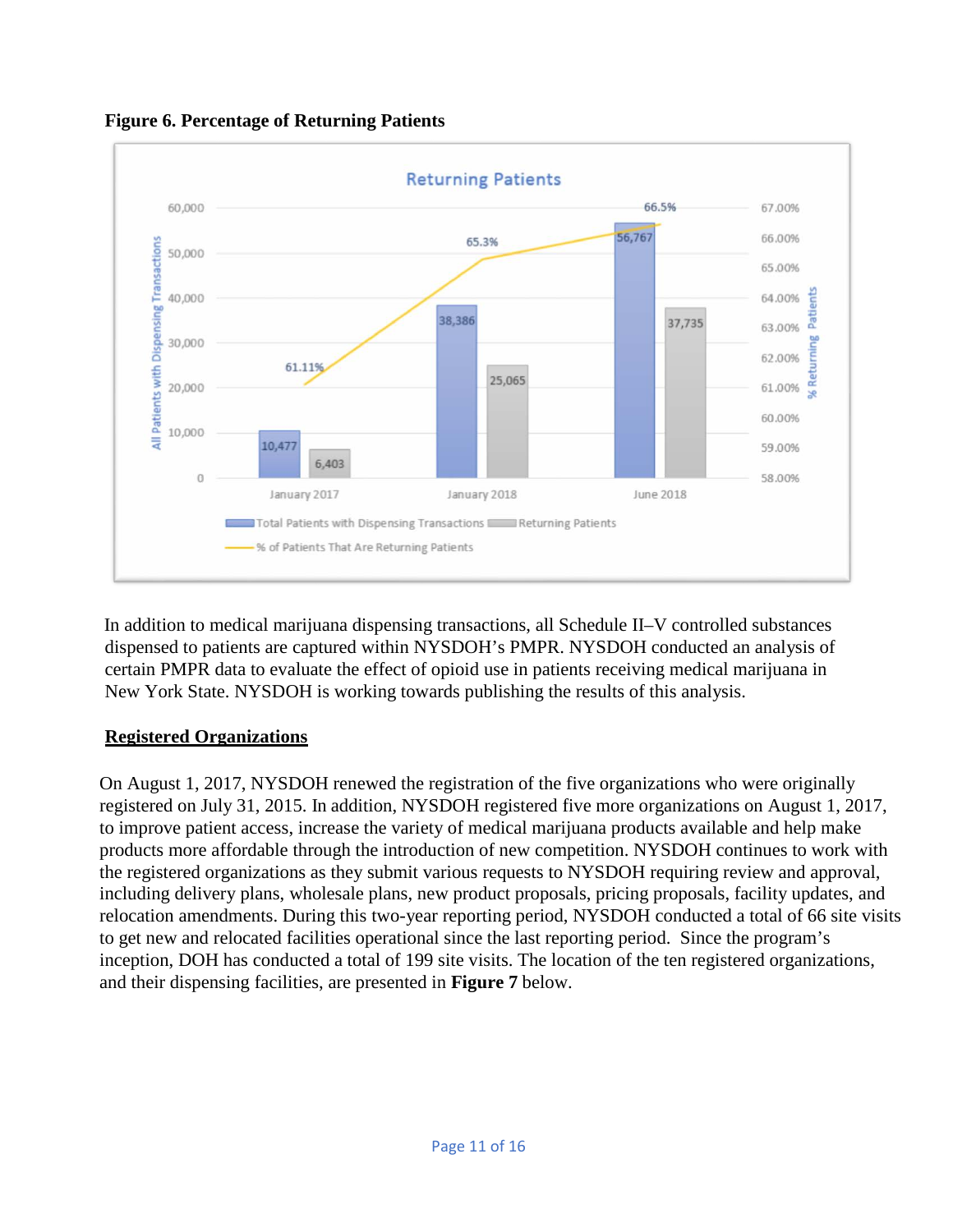**Figure 6. Percentage of Returning Patients**

| | Total Patients with Dispensing Transactions | Returning Patients | % of Patients That Are Returning Patients |
|---|---|---|---|
| January 2017 | 10,477 | 6,403 | 61.11% |
| January 2018 | 38,386 | 25,065 | 65.3% |
| June 2018 | 56,767 | 37,735 | 66.5% |

In addition to medical marijuana dispensing transactions, all Schedule II–V controlled substances dispensed to patients are captured within NYSDOH's PMPR. NYSDOH conducted an analysis of certain PMPR data to evaluate the effect of opioid use in patients receiving medical marijuana in New York State. NYSDOH is working towards publishing the results of this analysis.

## Registered Organizations

On August 1, 2017, NYSDOH renewed the registration of the five organizations who were originally registered on July 31, 2015. In addition, NYSDOH registered five more organizations on August 1, 2017, to improve patient access, increase the variety of medical marijuana products available and help make products more affordable through the introduction of new competition. NYSDOH continues to work with the registered organizations as they submit various requests to NYSDOH requiring review and approval, including delivery plans, wholesale plans, new product proposals, pricing proposals, facility updates, and relocation amendments. During this two-year reporting period, NYSDOH conducted a total of 66 site visits to get new and relocated facilities operational since the last reporting period. Since the program's inception, DOH has conducted a total of 199 site visits. The location of the ten registered organizations, and their dispensing facilities, are presented in **Figure 7** below.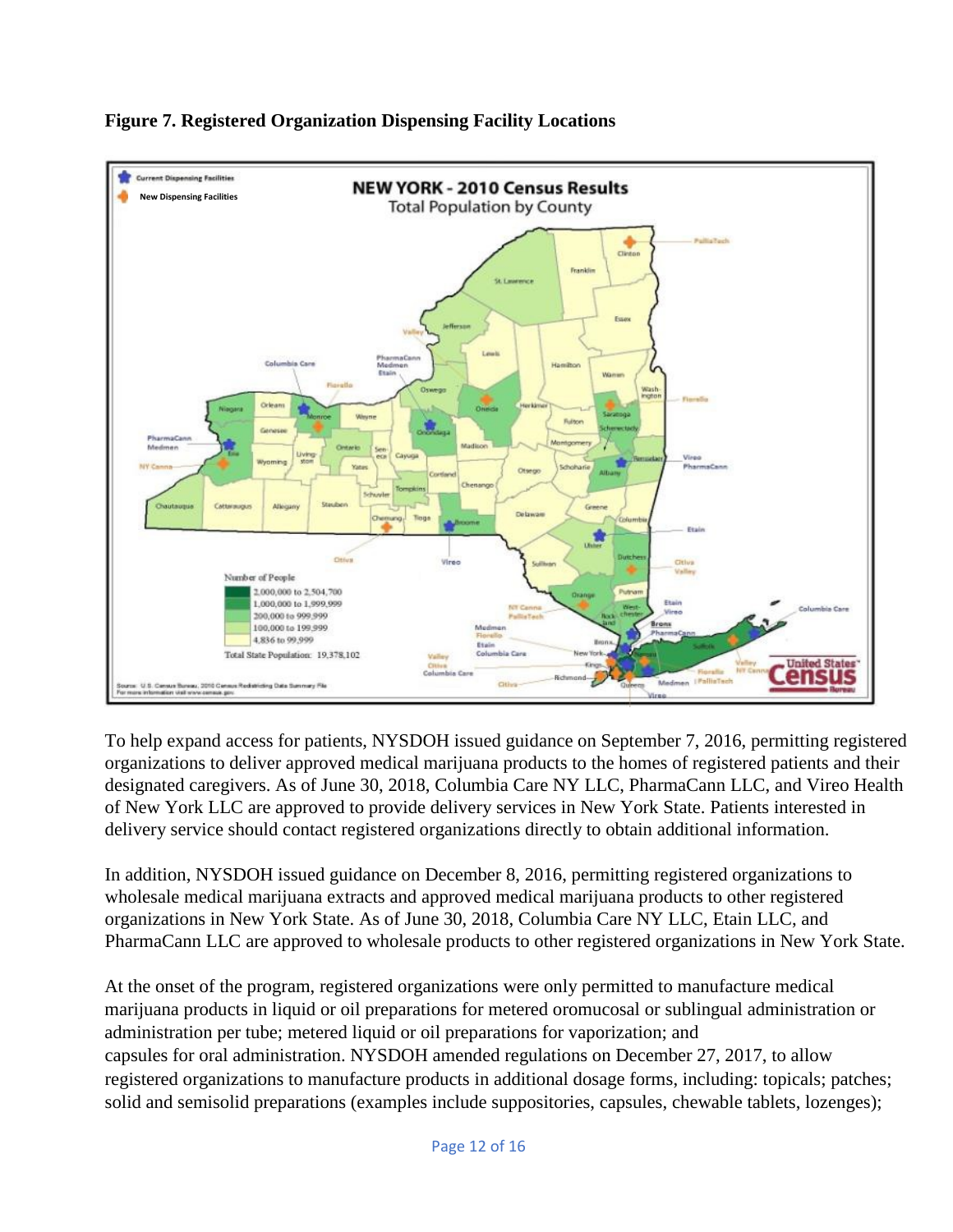**Figure 7. Registered Organization Dispensing Facility Locations**

To help expand access for patients, NYSDOH issued guidance on September 7, 2016, permitting registered organizations to deliver approved medical marijuana products to the homes of registered patients and their designated caregivers. As of June 30, 2018, Columbia Care NY LLC, PharmaCann LLC, and Vireo Health of New York LLC are approved to provide delivery services in New York State. Patients interested in delivery service should contact registered organizations directly to obtain additional information.

In addition, NYSDOH issued guidance on December 8, 2016, permitting registered organizations to wholesale medical marijuana extracts and approved medical marijuana products to other registered organizations in New York State. As of June 30, 2018, Columbia Care NY LLC, Etain LLC, and PharmaCann LLC are approved to wholesale products to other registered organizations in New York State.

At the onset of the program, registered organizations were only permitted to manufacture medical marijuana products in liquid or oil preparations for metered oromucosal or sublingual administration or administration per tube; metered liquid or oil preparations for vaporization; and capsules for oral administration. NYSDOH amended regulations on December 27, 2017, to allow registered organizations to manufacture products in additional dosage forms, including: topicals; patches; solid and semisolid preparations (examples include suppositories, capsules, chewable tablets, lozenges);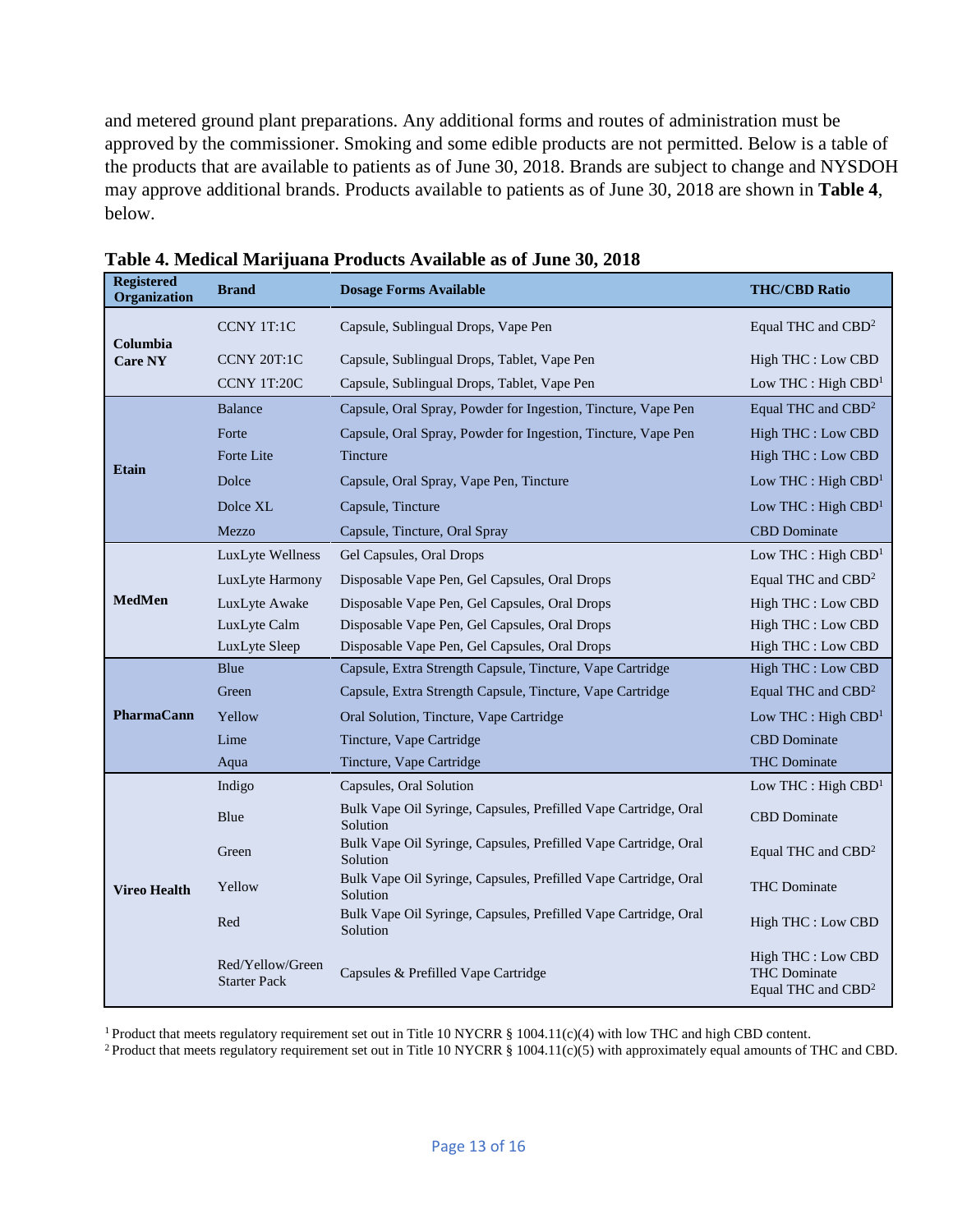and metered ground plant preparations. Any additional forms and routes of administration must be approved by the commissioner. Smoking and some edible products are not permitted. Below is a table of the products that are available to patients as of June 30, 2018. Brands are subject to change and NYSDOH may approve additional brands. Products available to patients as of June 30, 2018 are shown in **Table 4**, below.

**Table 4. Medical Marijuana Products Available as of June 30, 2018**

| Registered Organization | Brand | Dosage Forms Available | THC/CBD Ratio |
|---|---|---|---|
| Columbia Care NY | CCNY 1T:1C | Capsule, Sublingual Drops, Vape Pen | Equal THC and CBD[2] |
| | CCNY 20T:1C | Capsule, Sublingual Drops, Tablet, Vape Pen | High THC : Low CBD |
| | CCNY 1T:20C | Capsule, Sublingual Drops, Tablet, Vape Pen | Low THC : High CBD[1] |
| Etain | Balance | Capsule, Oral Spray, Powder for Ingestion, Tincture, Vape Pen | Equal THC and CBD[2] |
| | Forte | Capsule, Oral Spray, Powder for Ingestion, Tincture, Vape Pen | High THC : Low CBD |
| | Forte Lite | Tincture | High THC : Low CBD |
| | Dolce | Capsule, Oral Spray, Vape Pen, Tincture | Low THC : High CBD[1] |
| | Dolce XL | Capsule, Tincture | Low THC : High CBD[1] |
| | Mezzo | Capsule, Tincture, Oral Spray | CBD Dominate |
| MedMen | LuxLyte Wellness | Gel Capsules, Oral Drops | Low THC : High CBD[1] |
| | LuxLyte Harmony | Disposable Vape Pen, Gel Capsules, Oral Drops | Equal THC and CBD[2] |
| | LuxLyte Awake | Disposable Vape Pen, Gel Capsules, Oral Drops | High THC : Low CBD |
| | LuxLyte Calm | Disposable Vape Pen, Gel Capsules, Oral Drops | High THC : Low CBD |
| | LuxLyte Sleep | Disposable Vape Pen, Gel Capsules, Oral Drops | High THC : Low CBD |
| PharmaCann | Blue | Capsule, Extra Strength Capsule, Tincture, Vape Cartridge | High THC : Low CBD |
| | Green | Capsule, Extra Strength Capsule, Tincture, Vape Cartridge | Equal THC and CBD[2] |
| | Yellow | Oral Solution, Tincture, Vape Cartridge | Low THC : High CBD[1] |
| | Lime | Tincture, Vape Cartridge | CBD Dominate |
| | Aqua | Tincture, Vape Cartridge | THC Dominate |
| Vireo Health | Indigo | Capsules, Oral Solution | Low THC : High CBD[1] |
| | Blue | Bulk Vape Oil Syringe, Capsules, Prefilled Vape Cartridge, Oral Solution | CBD Dominate |
| | Green | Bulk Vape Oil Syringe, Capsules, Prefilled Vape Cartridge, Oral Solution | Equal THC and CBD[2] |
| | Yellow | Bulk Vape Oil Syringe, Capsules, Prefilled Vape Cartridge, Oral Solution | THC Dominate |
| | Red | Bulk Vape Oil Syringe, Capsules, Prefilled Vape Cartridge, Oral Solution | High THC : Low CBD |
| | Red/Yellow/Green Starter Pack | Capsules & Prefilled Vape Cartridge | High THC : Low CBD<br>THC Dominate<br>Equal THC and CBD[2] |

[1] Product that meets regulatory requirement set out in Title 10 NYCRR § 1004.11(c)(4) with low THC and high CBD content.

[2] Product that meets regulatory requirement set out in Title 10 NYCRR § 1004.11(c)(5) with approximately equal amounts of THC and CBD.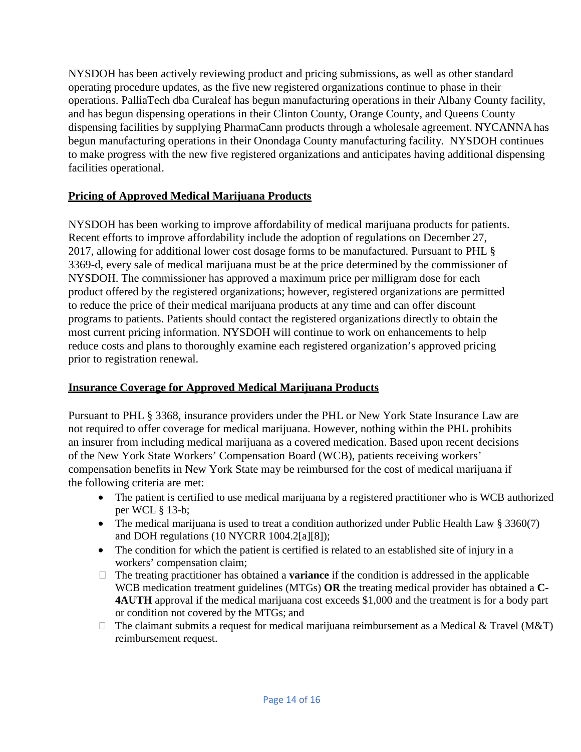NYSDOH has been actively reviewing product and pricing submissions, as well as other standard operating procedure updates, as the five new registered organizations continue to phase in their operations. PalliaTech dba Curaleaf has begun manufacturing operations in their Albany County facility, and has begun dispensing operations in their Clinton County, Orange County, and Queens County dispensing facilities by supplying PharmaCann products through a wholesale agreement. NYCANNA has begun manufacturing operations in their Onondaga County manufacturing facility. NYSDOH continues to make progress with the new five registered organizations and anticipates having additional dispensing facilities operational.

## Pricing of Approved Medical Marijuana Products

NYSDOH has been working to improve affordability of medical marijuana products for patients. Recent efforts to improve affordability include the adoption of regulations on December 27, 2017, allowing for additional lower cost dosage forms to be manufactured. Pursuant to PHL § 3369-d, every sale of medical marijuana must be at the price determined by the commissioner of NYSDOH. The commissioner has approved a maximum price per milligram dose for each product offered by the registered organizations; however, registered organizations are permitted to reduce the price of their medical marijuana products at any time and can offer discount programs to patients. Patients should contact the registered organizations directly to obtain the most current pricing information. NYSDOH will continue to work on enhancements to help reduce costs and plans to thoroughly examine each registered organization's approved pricing prior to registration renewal.

## Insurance Coverage for Approved Medical Marijuana Products

Pursuant to PHL § 3368, insurance providers under the PHL or New York State Insurance Law are not required to offer coverage for medical marijuana. However, nothing within the PHL prohibits an insurer from including medical marijuana as a covered medication. Based upon recent decisions of the New York State Workers' Compensation Board (WCB), patients receiving workers' compensation benefits in New York State may be reimbursed for the cost of medical marijuana if the following criteria are met:

- The patient is certified to use medical marijuana by a registered practitioner who is WCB authorized per WCL § 13-b;
- The medical marijuana is used to treat a condition authorized under Public Health Law § 3360(7) and DOH regulations (10 NYCRR 1004.2[a][8]);
- The condition for which the patient is certified is related to an established site of injury in a workers' compensation claim;
- The treating practitioner has obtained a **variance** if the condition is addressed in the applicable WCB medication treatment guidelines (MTGs) **OR** the treating medical provider has obtained a **C-4AUTH** approval if the medical marijuana cost exceeds $1,000 and the treatment is for a body part or condition not covered by the MTGs; and
- The claimant submits a request for medical marijuana reimbursement as a Medical & Travel (M&T) reimbursement request.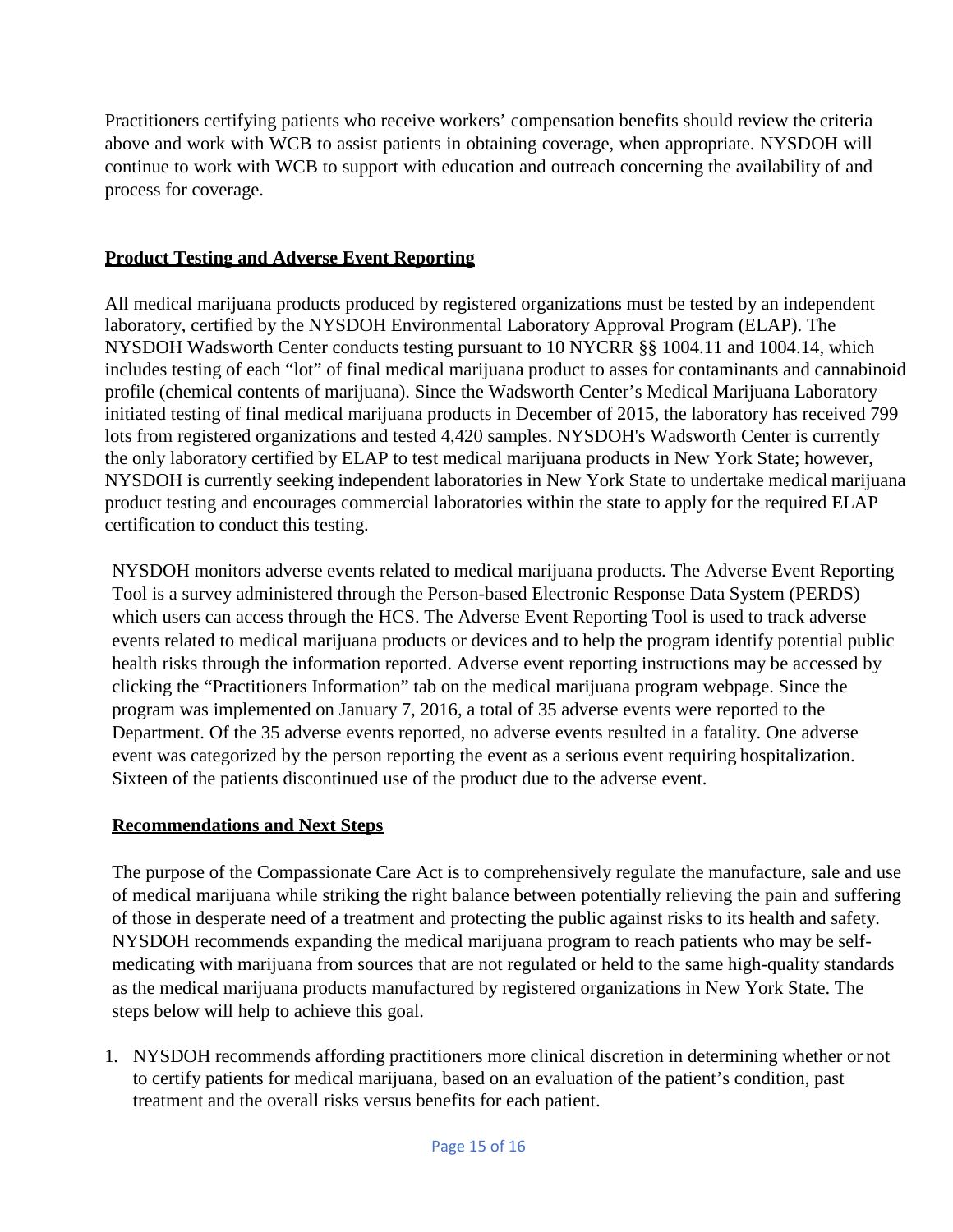Practitioners certifying patients who receive workers' compensation benefits should review the criteria above and work with WCB to assist patients in obtaining coverage, when appropriate. NYSDOH will continue to work with WCB to support with education and outreach concerning the availability of and process for coverage.

## Product Testing and Adverse Event Reporting

All medical marijuana products produced by registered organizations must be tested by an independent laboratory, certified by the NYSDOH Environmental Laboratory Approval Program (ELAP). The NYSDOH Wadsworth Center conducts testing pursuant to 10 NYCRR §§ 1004.11 and 1004.14, which includes testing of each "lot" of final medical marijuana product to asses for contaminants and cannabinoid profile (chemical contents of marijuana). Since the Wadsworth Center's Medical Marijuana Laboratory initiated testing of final medical marijuana products in December of 2015, the laboratory has received 799 lots from registered organizations and tested 4,420 samples. NYSDOH's Wadsworth Center is currently the only laboratory certified by ELAP to test medical marijuana products in New York State; however, NYSDOH is currently seeking independent laboratories in New York State to undertake medical marijuana product testing and encourages commercial laboratories within the state to apply for the required ELAP certification to conduct this testing.

NYSDOH monitors adverse events related to medical marijuana products. The Adverse Event Reporting Tool is a survey administered through the Person-based Electronic Response Data System (PERDS) which users can access through the HCS. The Adverse Event Reporting Tool is used to track adverse events related to medical marijuana products or devices and to help the program identify potential public health risks through the information reported. Adverse event reporting instructions may be accessed by clicking the "Practitioners Information" tab on the medical marijuana program webpage. Since the program was implemented on January 7, 2016, a total of 35 adverse events were reported to the Department. Of the 35 adverse events reported, no adverse events resulted in a fatality. One adverse event was categorized by the person reporting the event as a serious event requiring hospitalization. Sixteen of the patients discontinued use of the product due to the adverse event.

## Recommendations and Next Steps

The purpose of the Compassionate Care Act is to comprehensively regulate the manufacture, sale and use of medical marijuana while striking the right balance between potentially relieving the pain and suffering of those in desperate need of a treatment and protecting the public against risks to its health and safety. NYSDOH recommends expanding the medical marijuana program to reach patients who may be self-medicating with marijuana from sources that are not regulated or held to the same high-quality standards as the medical marijuana products manufactured by registered organizations in New York State. The steps below will help to achieve this goal.

1. NYSDOH recommends affording practitioners more clinical discretion in determining whether or not to certify patients for medical marijuana, based on an evaluation of the patient's condition, past treatment and the overall risks versus benefits for each patient.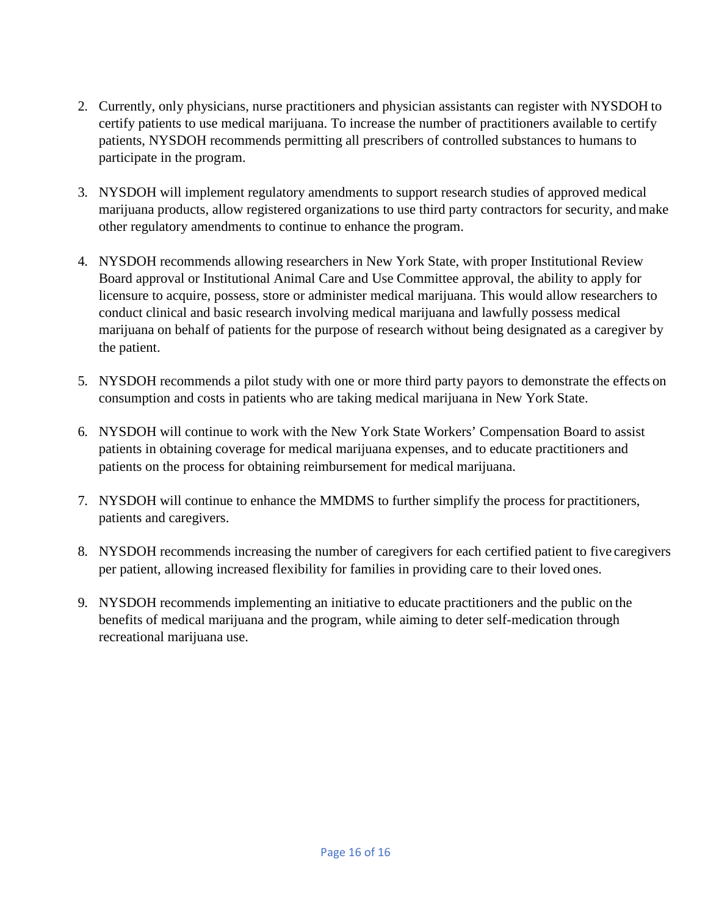2. Currently, only physicians, nurse practitioners and physician assistants can register with NYSDOH to certify patients to use medical marijuana. To increase the number of practitioners available to certify patients, NYSDOH recommends permitting all prescribers of controlled substances to humans to participate in the program.

3. NYSDOH will implement regulatory amendments to support research studies of approved medical marijuana products, allow registered organizations to use third party contractors for security, and make other regulatory amendments to continue to enhance the program.

4. NYSDOH recommends allowing researchers in New York State, with proper Institutional Review Board approval or Institutional Animal Care and Use Committee approval, the ability to apply for licensure to acquire, possess, store or administer medical marijuana. This would allow researchers to conduct clinical and basic research involving medical marijuana and lawfully possess medical marijuana on behalf of patients for the purpose of research without being designated as a caregiver by the patient.

5. NYSDOH recommends a pilot study with one or more third party payors to demonstrate the effects on consumption and costs in patients who are taking medical marijuana in New York State.

6. NYSDOH will continue to work with the New York State Workers' Compensation Board to assist patients in obtaining coverage for medical marijuana expenses, and to educate practitioners and patients on the process for obtaining reimbursement for medical marijuana.

7. NYSDOH will continue to enhance the MMDMS to further simplify the process for practitioners, patients and caregivers.

8. NYSDOH recommends increasing the number of caregivers for each certified patient to five caregivers per patient, allowing increased flexibility for families in providing care to their loved ones.

9. NYSDOH recommends implementing an initiative to educate practitioners and the public on the benefits of medical marijuana and the program, while aiming to deter self-medication through recreational marijuana use.